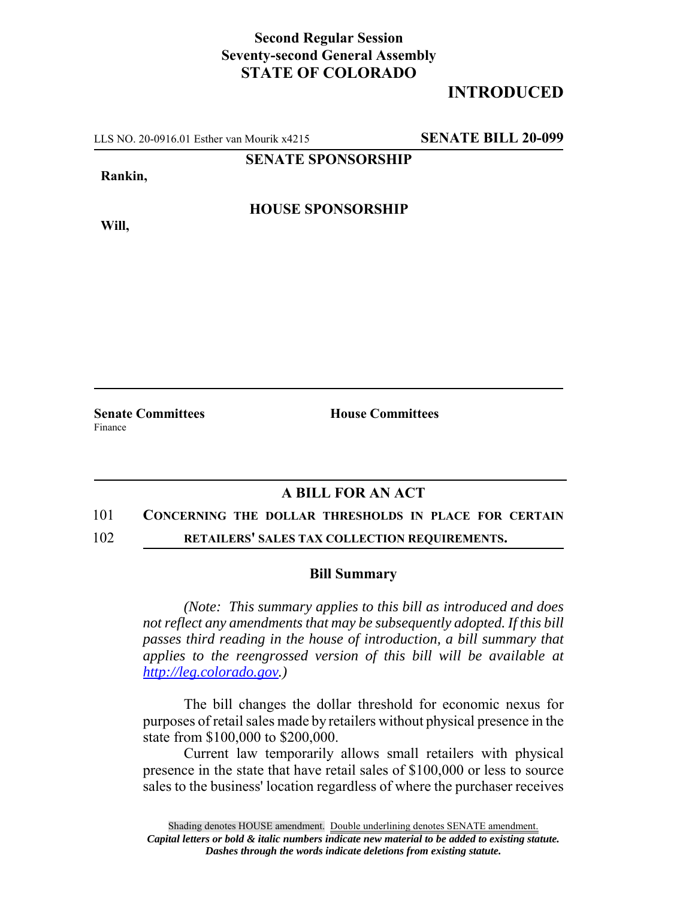**Second Regular Session**
**Seventy-second General Assembly**
**STATE OF COLORADO**

# INTRODUCED

LLS NO. 20-0916.01 Esther van Mourik x4215 **SENATE BILL 20-099**

**SENATE SPONSORSHIP**

**Rankin,**

**HOUSE SPONSORSHIP**

**Will,**

**Senate Committees**
Finance

**House Committees**

## A BILL FOR AN ACT

101 **CONCERNING THE DOLLAR THRESHOLDS IN PLACE FOR CERTAIN**
102 **RETAILERS' SALES TAX COLLECTION REQUIREMENTS.**

### Bill Summary

*(Note: This summary applies to this bill as introduced and does not reflect any amendments that may be subsequently adopted. If this bill passes third reading in the house of introduction, a bill summary that applies to the reengrossed version of this bill will be available at http://leg.colorado.gov.)*

The bill changes the dollar threshold for economic nexus for purposes of retail sales made by retailers without physical presence in the state from \$100,000 to \$200,000.

Current law temporarily allows small retailers with physical presence in the state that have retail sales of \$100,000 or less to source sales to the business' location regardless of where the purchaser receives

Shading denotes HOUSE amendment. Double underlining denotes SENATE amendment.
*Capital letters or bold & italic numbers indicate new material to be added to existing statute.*
*Dashes through the words indicate deletions from existing statute.*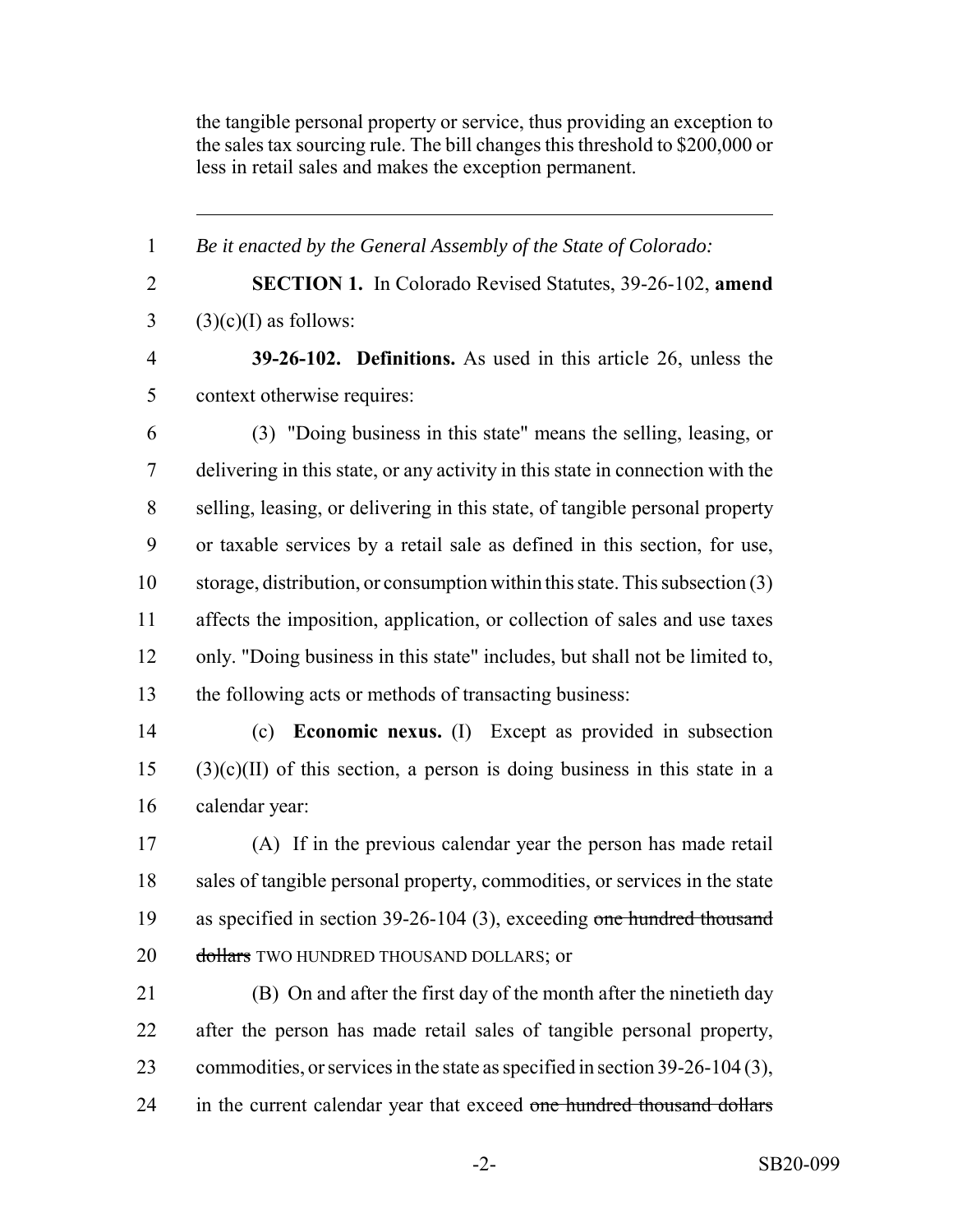the tangible personal property or service, thus providing an exception to the sales tax sourcing rule. The bill changes this threshold to $200,000 or less in retail sales and makes the exception permanent.

---

1 *Be it enacted by the General Assembly of the State of Colorado:*

2 **SECTION 1.** In Colorado Revised Statutes, 39-26-102, **amend**
3 (3)(c)(I) as follows:

4 **39-26-102. Definitions.** As used in this article 26, unless the
5 context otherwise requires:

6 (3) "Doing business in this state" means the selling, leasing, or
7 delivering in this state, or any activity in this state in connection with the
8 selling, leasing, or delivering in this state, of tangible personal property
9 or taxable services by a retail sale as defined in this section, for use,
10 storage, distribution, or consumption within this state. This subsection (3)
11 affects the imposition, application, or collection of sales and use taxes
12 only. "Doing business in this state" includes, but shall not be limited to,
13 the following acts or methods of transacting business:

14 (c) **Economic nexus.** (I) Except as provided in subsection
15 (3)(c)(II) of this section, a person is doing business in this state in a
16 calendar year:

17 (A) If in the previous calendar year the person has made retail
18 sales of tangible personal property, commodities, or services in the state
19 as specified in section 39-26-104 (3), exceeding ~~one hundred thousand~~
20 ~~dollars~~ TWO HUNDRED THOUSAND DOLLARS; or

21 (B) On and after the first day of the month after the ninetieth day
22 after the person has made retail sales of tangible personal property,
23 commodities, or services in the state as specified in section 39-26-104 (3),
24 in the current calendar year that exceed ~~one hundred thousand dollars~~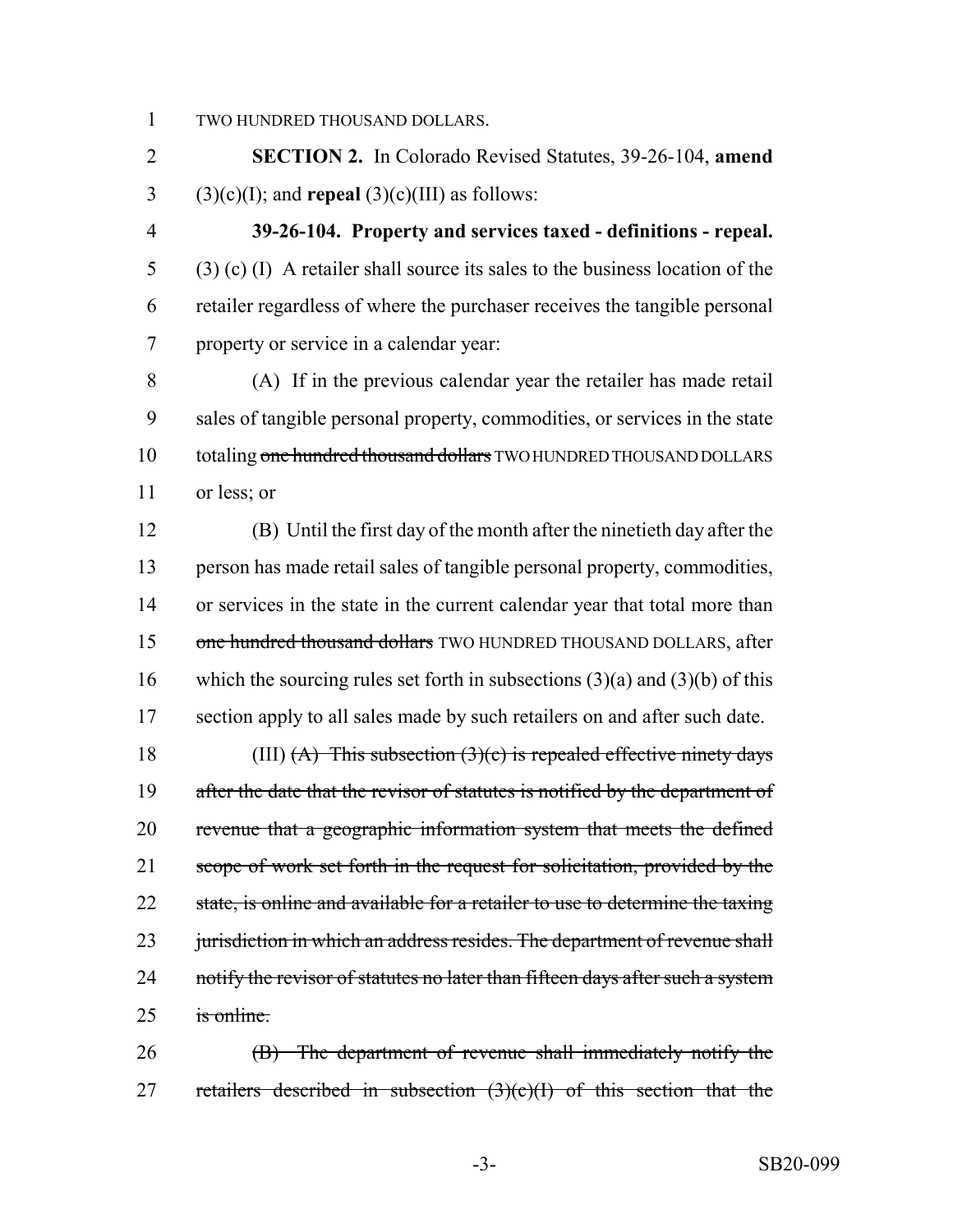TWO HUNDRED THOUSAND DOLLARS.

**SECTION 2.** In Colorado Revised Statutes, 39-26-104, **amend** (3)(c)(I); and **repeal** (3)(c)(III) as follows:

**39-26-104. Property and services taxed - definitions - repeal.** (3) (c) (I) A retailer shall source its sales to the business location of the retailer regardless of where the purchaser receives the tangible personal property or service in a calendar year:

(A) If in the previous calendar year the retailer has made retail sales of tangible personal property, commodities, or services in the state totaling ~~one hundred thousand dollars~~ TWO HUNDRED THOUSAND DOLLARS or less; or

(B) Until the first day of the month after the ninetieth day after the person has made retail sales of tangible personal property, commodities, or services in the state in the current calendar year that total more than ~~one hundred thousand dollars~~ TWO HUNDRED THOUSAND DOLLARS, after which the sourcing rules set forth in subsections (3)(a) and (3)(b) of this section apply to all sales made by such retailers on and after such date.

(III) ~~(A) This subsection (3)(c) is repealed effective ninety days after the date that the revisor of statutes is notified by the department of revenue that a geographic information system that meets the defined scope of work set forth in the request for solicitation, provided by the state, is online and available for a retailer to use to determine the taxing jurisdiction in which an address resides. The department of revenue shall notify the revisor of statutes no later than fifteen days after such a system is online.~~

~~(B) The department of revenue shall immediately notify the retailers described in subsection (3)(c)(I) of this section that the~~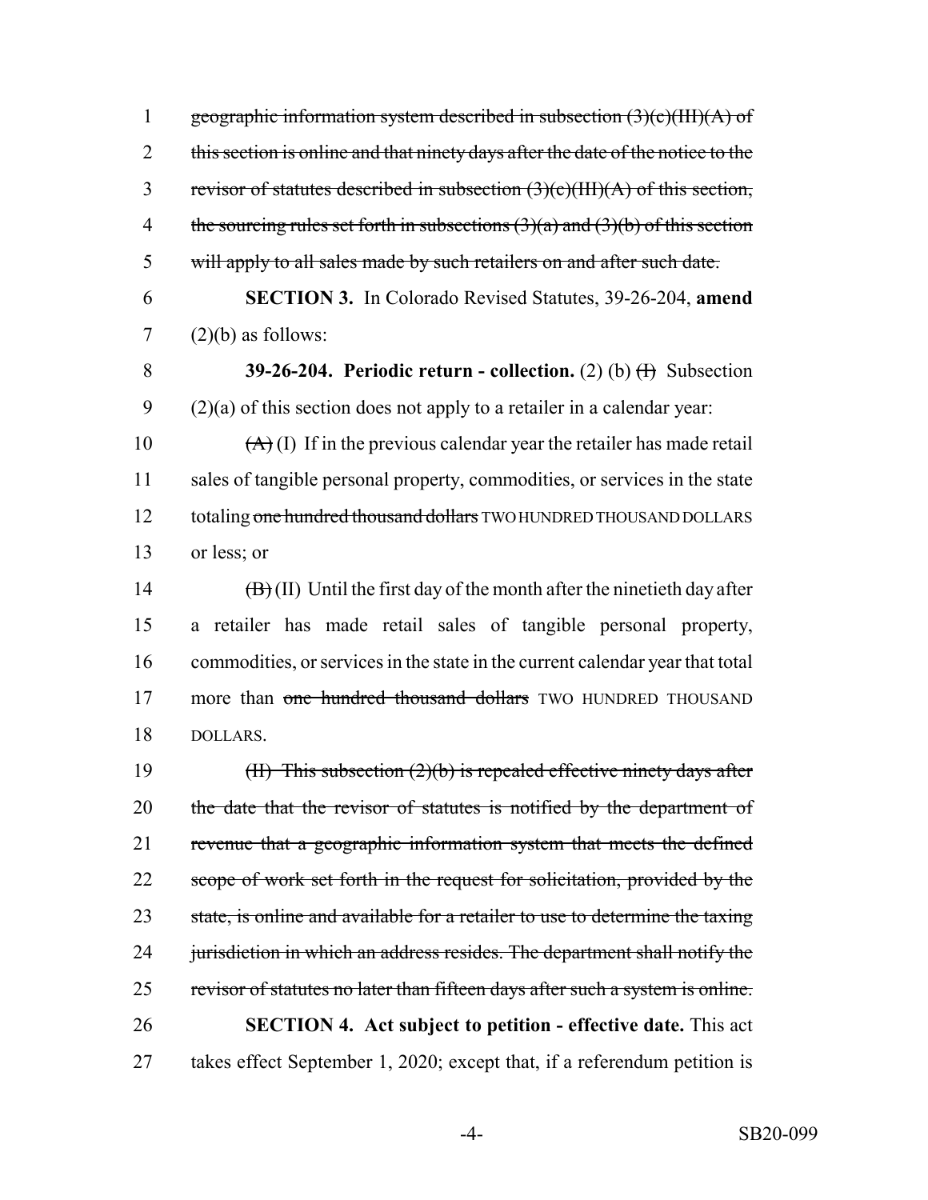~~geographic information system described in subsection (3)(c)(III)(A) of this section is online and that ninety days after the date of the notice to the revisor of statutes described in subsection (3)(c)(III)(A) of this section, the sourcing rules set forth in subsections (3)(a) and (3)(b) of this section will apply to all sales made by such retailers on and after such date.~~

**SECTION 3.** In Colorado Revised Statutes, 39-26-204, **amend** (2)(b) as follows:

**39-26-204. Periodic return - collection.** (2) (b) ~~(I)~~ Subsection (2)(a) of this section does not apply to a retailer in a calendar year:

~~(A)~~ (I) If in the previous calendar year the retailer has made retail sales of tangible personal property, commodities, or services in the state totaling ~~one hundred thousand dollars~~ TWO HUNDRED THOUSAND DOLLARS or less; or

~~(B)~~ (II) Until the first day of the month after the ninetieth day after a retailer has made retail sales of tangible personal property, commodities, or services in the state in the current calendar year that total more than ~~one hundred thousand dollars~~ TWO HUNDRED THOUSAND DOLLARS.

~~(II) This subsection (2)(b) is repealed effective ninety days after the date that the revisor of statutes is notified by the department of revenue that a geographic information system that meets the defined scope of work set forth in the request for solicitation, provided by the state, is online and available for a retailer to use to determine the taxing jurisdiction in which an address resides. The department shall notify the revisor of statutes no later than fifteen days after such a system is online.~~

**SECTION 4. Act subject to petition - effective date.** This act takes effect September 1, 2020; except that, if a referendum petition is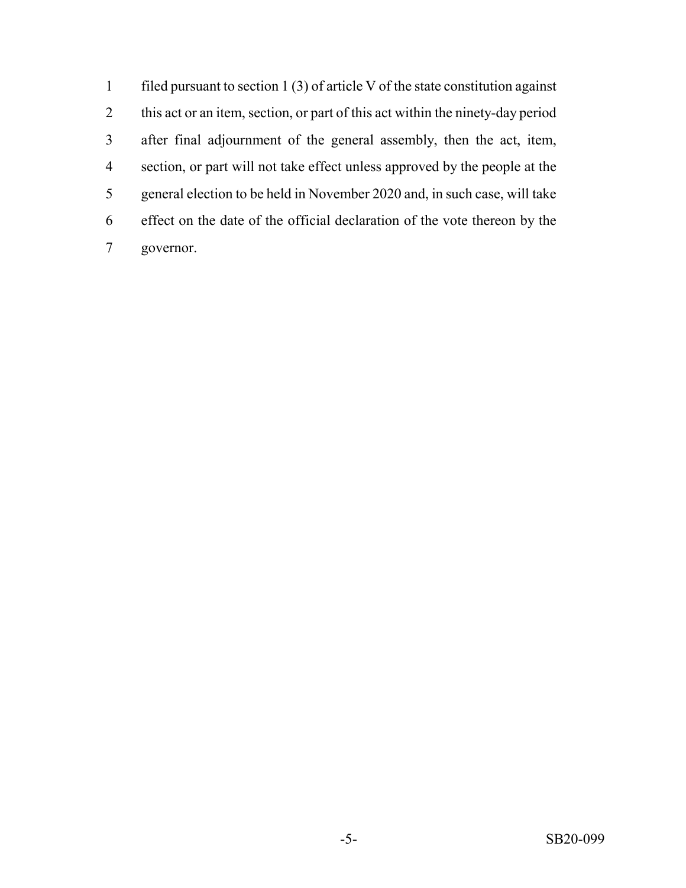filed pursuant to section 1 (3) of article V of the state constitution against this act or an item, section, or part of this act within the ninety-day period after final adjournment of the general assembly, then the act, item, section, or part will not take effect unless approved by the people at the general election to be held in November 2020 and, in such case, will take effect on the date of the official declaration of the vote thereon by the governor.